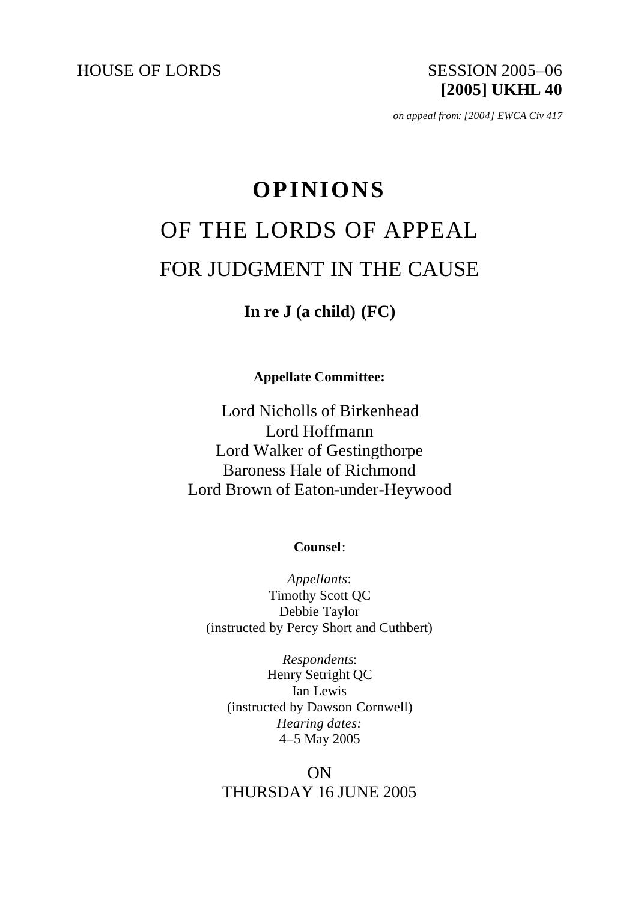HOUSE OF LORDS SESSION 2005–06

**[2005] UKHL 40**

*on appeal from: [2004] EWCA Civ 417*

# OPINIONS

## OF THE LORDS OF APPEAL

## FOR JUDGMENT IN THE CAUSE

**In re J (a child) (FC)**

**Appellate Committee:**

Lord Nicholls of Birkenhead
Lord Hoffmann
Lord Walker of Gestingthorpe
Baroness Hale of Richmond
Lord Brown of Eaton-under-Heywood

**Counsel**:

*Appellants*:
Timothy Scott QC
Debbie Taylor
(instructed by Percy Short and Cuthbert)

*Respondents*:
Henry Setright QC
Ian Lewis
(instructed by Dawson Cornwell)

*Hearing dates:*
4–5 May 2005

ON
THURSDAY 16 JUNE 2005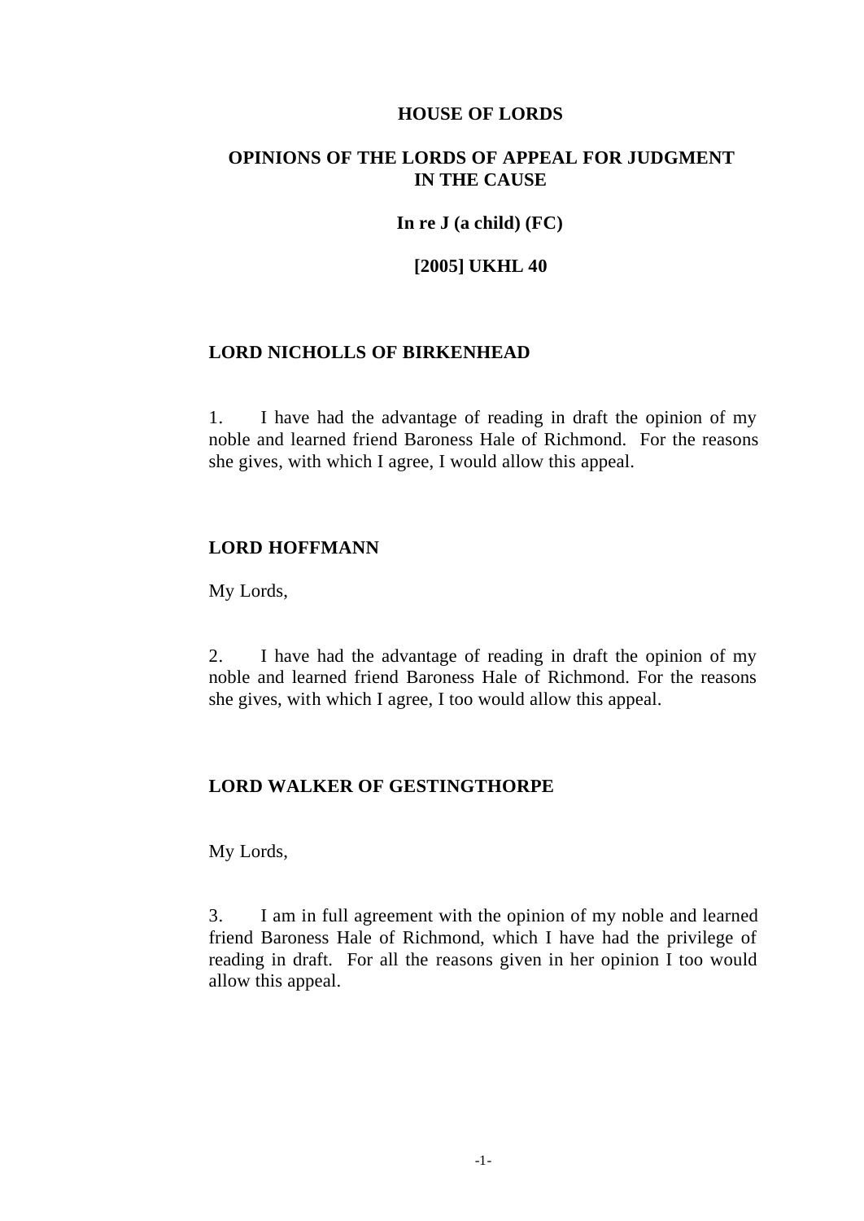# HOUSE OF LORDS

## OPINIONS OF THE LORDS OF APPEAL FOR JUDGMENT IN THE CAUSE

**In re J (a child) (FC)**

**[2005] UKHL 40**

### LORD NICHOLLS OF BIRKENHEAD

1. I have had the advantage of reading in draft the opinion of my noble and learned friend Baroness Hale of Richmond. For the reasons she gives, with which I agree, I would allow this appeal.

### LORD HOFFMANN

My Lords,

2. I have had the advantage of reading in draft the opinion of my noble and learned friend Baroness Hale of Richmond. For the reasons she gives, with which I agree, I too would allow this appeal.

### LORD WALKER OF GESTINGTHORPE

My Lords,

3. I am in full agreement with the opinion of my noble and learned friend Baroness Hale of Richmond, which I have had the privilege of reading in draft. For all the reasons given in her opinion I too would allow this appeal.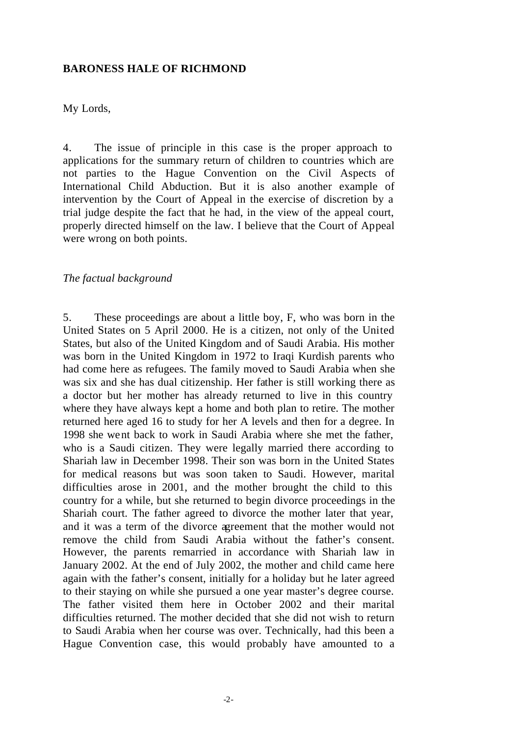**BARONESS HALE OF RICHMOND**

My Lords,

4. The issue of principle in this case is the proper approach to applications for the summary return of children to countries which are not parties to the Hague Convention on the Civil Aspects of International Child Abduction. But it is also another example of intervention by the Court of Appeal in the exercise of discretion by a trial judge despite the fact that he had, in the view of the appeal court, properly directed himself on the law. I believe that the Court of Appeal were wrong on both points.

*The factual background*

5. These proceedings are about a little boy, F, who was born in the United States on 5 April 2000. He is a citizen, not only of the United States, but also of the United Kingdom and of Saudi Arabia. His mother was born in the United Kingdom in 1972 to Iraqi Kurdish parents who had come here as refugees. The family moved to Saudi Arabia when she was six and she has dual citizenship. Her father is still working there as a doctor but her mother has already returned to live in this country where they have always kept a home and both plan to retire. The mother returned here aged 16 to study for her A levels and then for a degree. In 1998 she went back to work in Saudi Arabia where she met the father, who is a Saudi citizen. They were legally married there according to Shariah law in December 1998. Their son was born in the United States for medical reasons but was soon taken to Saudi. However, marital difficulties arose in 2001, and the mother brought the child to this country for a while, but she returned to begin divorce proceedings in the Shariah court. The father agreed to divorce the mother later that year, and it was a term of the divorce agreement that the mother would not remove the child from Saudi Arabia without the father's consent. However, the parents remarried in accordance with Shariah law in January 2002. At the end of July 2002, the mother and child came here again with the father's consent, initially for a holiday but he later agreed to their staying on while she pursued a one year master's degree course. The father visited them here in October 2002 and their marital difficulties returned. The mother decided that she did not wish to return to Saudi Arabia when her course was over. Technically, had this been a Hague Convention case, this would probably have amounted to a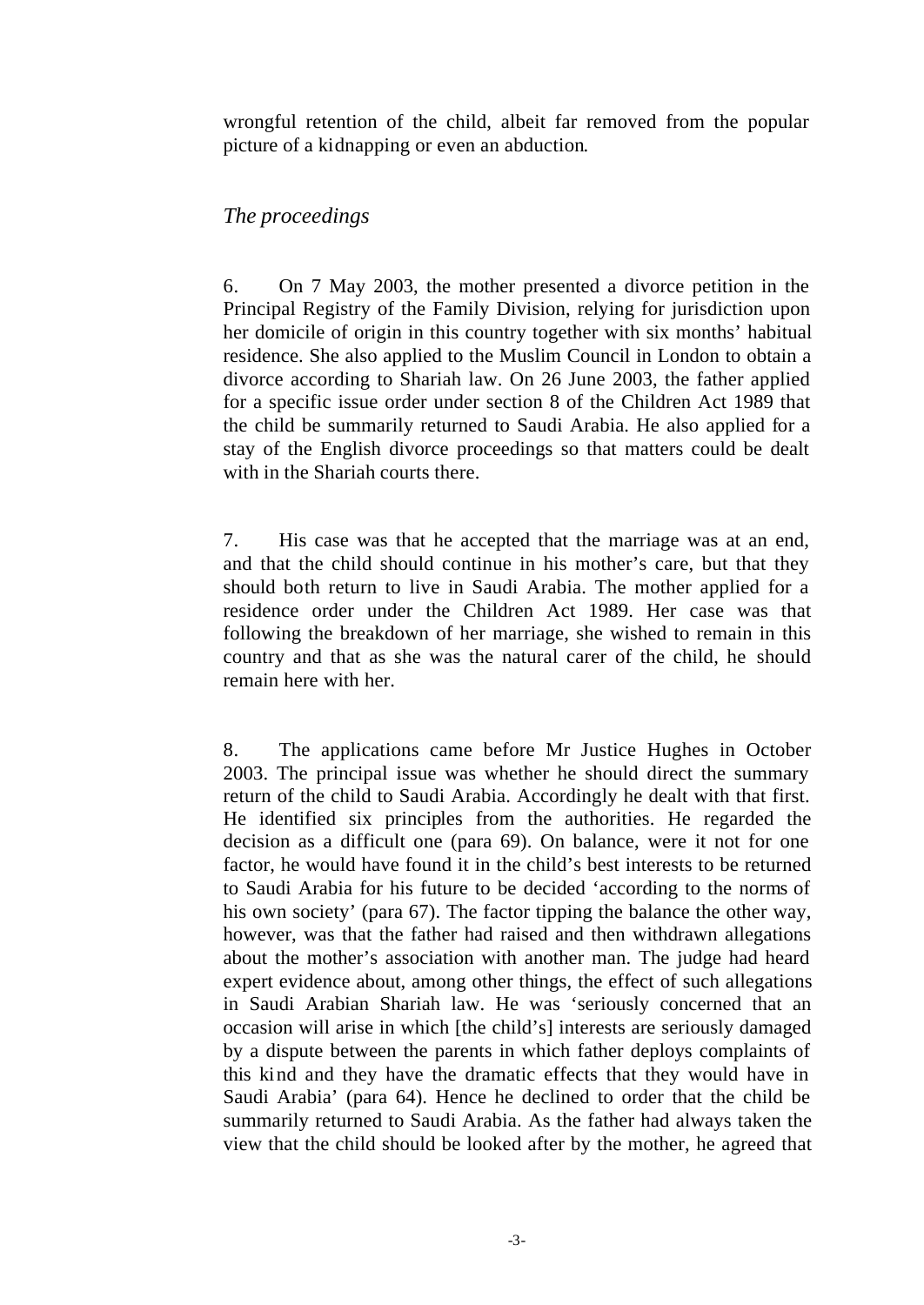wrongful retention of the child, albeit far removed from the popular picture of a kidnapping or even an abduction.

*The proceedings*

6. On 7 May 2003, the mother presented a divorce petition in the Principal Registry of the Family Division, relying for jurisdiction upon her domicile of origin in this country together with six months' habitual residence. She also applied to the Muslim Council in London to obtain a divorce according to Shariah law. On 26 June 2003, the father applied for a specific issue order under section 8 of the Children Act 1989 that the child be summarily returned to Saudi Arabia. He also applied for a stay of the English divorce proceedings so that matters could be dealt with in the Shariah courts there.

7. His case was that he accepted that the marriage was at an end, and that the child should continue in his mother's care, but that they should both return to live in Saudi Arabia. The mother applied for a residence order under the Children Act 1989. Her case was that following the breakdown of her marriage, she wished to remain in this country and that as she was the natural carer of the child, he should remain here with her.

8. The applications came before Mr Justice Hughes in October 2003. The principal issue was whether he should direct the summary return of the child to Saudi Arabia. Accordingly he dealt with that first. He identified six principles from the authorities. He regarded the decision as a difficult one (para 69). On balance, were it not for one factor, he would have found it in the child's best interests to be returned to Saudi Arabia for his future to be decided 'according to the norms of his own society' (para 67). The factor tipping the balance the other way, however, was that the father had raised and then withdrawn allegations about the mother's association with another man. The judge had heard expert evidence about, among other things, the effect of such allegations in Saudi Arabian Shariah law. He was 'seriously concerned that an occasion will arise in which [the child's] interests are seriously damaged by a dispute between the parents in which father deploys complaints of this kind and they have the dramatic effects that they would have in Saudi Arabia' (para 64). Hence he declined to order that the child be summarily returned to Saudi Arabia. As the father had always taken the view that the child should be looked after by the mother, he agreed that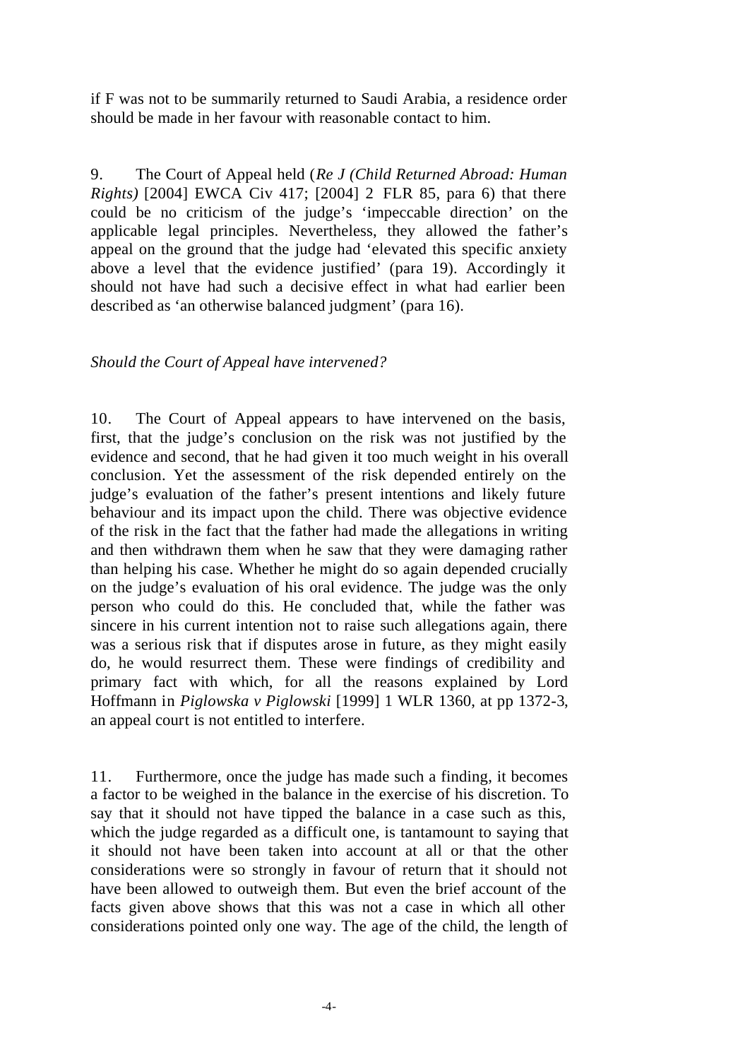if F was not to be summarily returned to Saudi Arabia, a residence order should be made in her favour with reasonable contact to him.

9. The Court of Appeal held (*Re J (Child Returned Abroad: Human Rights)* [2004] EWCA Civ 417; [2004] 2 FLR 85, para 6) that there could be no criticism of the judge's 'impeccable direction' on the applicable legal principles. Nevertheless, they allowed the father's appeal on the ground that the judge had 'elevated this specific anxiety above a level that the evidence justified' (para 19). Accordingly it should not have had such a decisive effect in what had earlier been described as 'an otherwise balanced judgment' (para 16).

*Should the Court of Appeal have intervened?*

10. The Court of Appeal appears to have intervened on the basis, first, that the judge's conclusion on the risk was not justified by the evidence and second, that he had given it too much weight in his overall conclusion. Yet the assessment of the risk depended entirely on the judge's evaluation of the father's present intentions and likely future behaviour and its impact upon the child. There was objective evidence of the risk in the fact that the father had made the allegations in writing and then withdrawn them when he saw that they were damaging rather than helping his case. Whether he might do so again depended crucially on the judge's evaluation of his oral evidence. The judge was the only person who could do this. He concluded that, while the father was sincere in his current intention not to raise such allegations again, there was a serious risk that if disputes arose in future, as they might easily do, he would resurrect them. These were findings of credibility and primary fact with which, for all the reasons explained by Lord Hoffmann in *Piglowska v Piglowski* [1999] 1 WLR 1360, at pp 1372-3, an appeal court is not entitled to interfere.

11. Furthermore, once the judge has made such a finding, it becomes a factor to be weighed in the balance in the exercise of his discretion. To say that it should not have tipped the balance in a case such as this, which the judge regarded as a difficult one, is tantamount to saying that it should not have been taken into account at all or that the other considerations were so strongly in favour of return that it should not have been allowed to outweigh them. But even the brief account of the facts given above shows that this was not a case in which all other considerations pointed only one way. The age of the child, the length of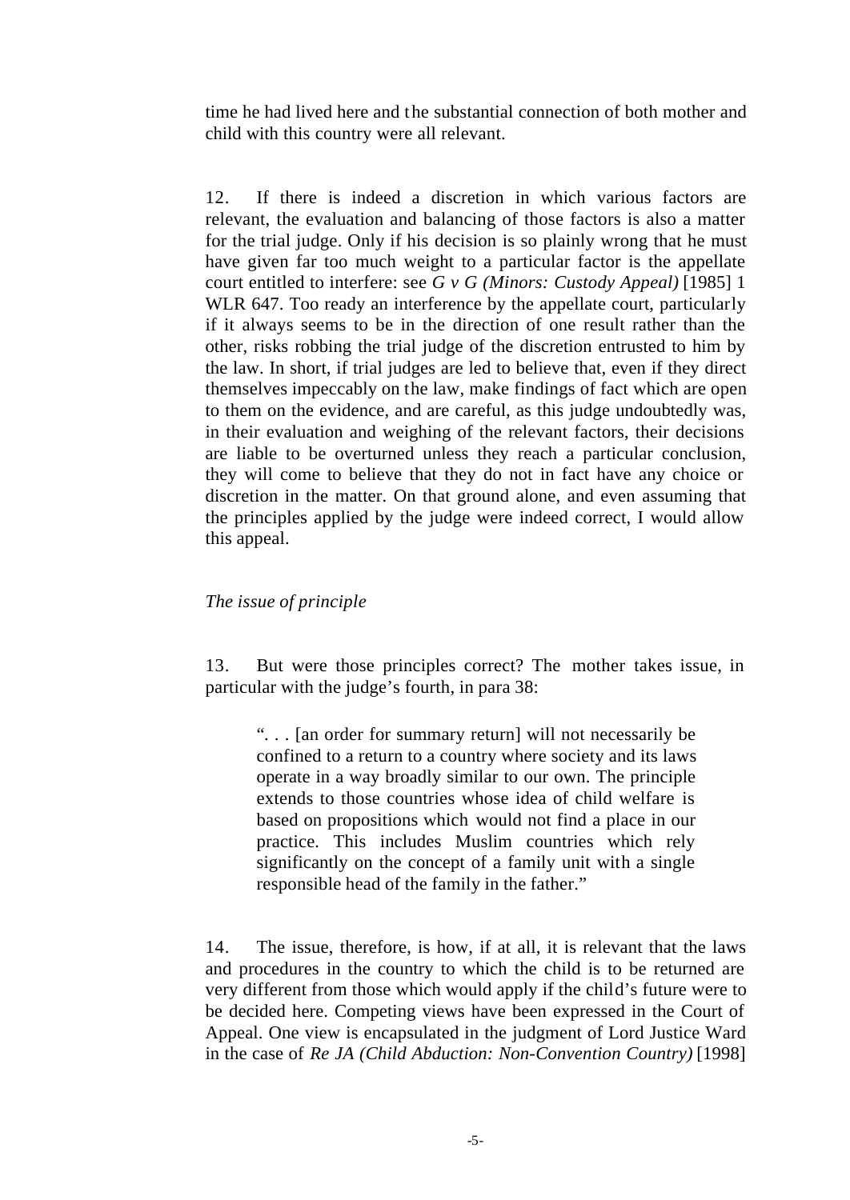time he had lived here and the substantial connection of both mother and child with this country were all relevant.

12. If there is indeed a discretion in which various factors are relevant, the evaluation and balancing of those factors is also a matter for the trial judge. Only if his decision is so plainly wrong that he must have given far too much weight to a particular factor is the appellate court entitled to interfere: see *G v G (Minors: Custody Appeal)* [1985] 1 WLR 647. Too ready an interference by the appellate court, particularly if it always seems to be in the direction of one result rather than the other, risks robbing the trial judge of the discretion entrusted to him by the law. In short, if trial judges are led to believe that, even if they direct themselves impeccably on the law, make findings of fact which are open to them on the evidence, and are careful, as this judge undoubtedly was, in their evaluation and weighing of the relevant factors, their decisions are liable to be overturned unless they reach a particular conclusion, they will come to believe that they do not in fact have any choice or discretion in the matter. On that ground alone, and even assuming that the principles applied by the judge were indeed correct, I would allow this appeal.

*The issue of principle*

13. But were those principles correct? The mother takes issue, in particular with the judge's fourth, in para 38:

> ". . . [an order for summary return] will not necessarily be confined to a return to a country where society and its laws operate in a way broadly similar to our own. The principle extends to those countries whose idea of child welfare is based on propositions which would not find a place in our practice. This includes Muslim countries which rely significantly on the concept of a family unit with a single responsible head of the family in the father."

14. The issue, therefore, is how, if at all, it is relevant that the laws and procedures in the country to which the child is to be returned are very different from those which would apply if the child's future were to be decided here. Competing views have been expressed in the Court of Appeal. One view is encapsulated in the judgment of Lord Justice Ward in the case of *Re JA (Child Abduction: Non-Convention Country)* [1998]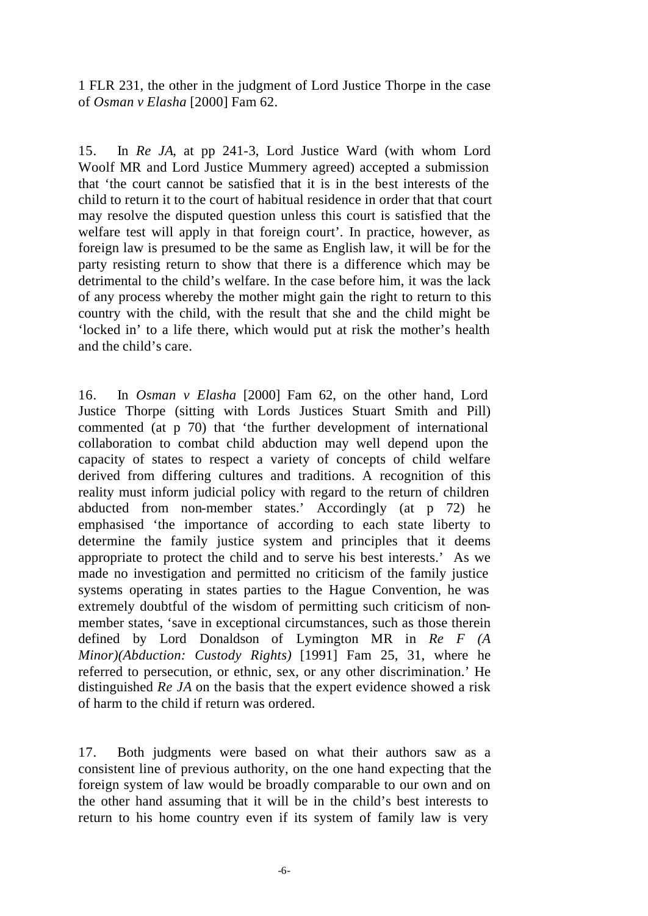1 FLR 231, the other in the judgment of Lord Justice Thorpe in the case of *Osman v Elasha* [2000] Fam 62.

15. In *Re JA*, at pp 241-3, Lord Justice Ward (with whom Lord Woolf MR and Lord Justice Mummery agreed) accepted a submission that 'the court cannot be satisfied that it is in the best interests of the child to return it to the court of habitual residence in order that that court may resolve the disputed question unless this court is satisfied that the welfare test will apply in that foreign court'. In practice, however, as foreign law is presumed to be the same as English law, it will be for the party resisting return to show that there is a difference which may be detrimental to the child's welfare. In the case before him, it was the lack of any process whereby the mother might gain the right to return to this country with the child, with the result that she and the child might be 'locked in' to a life there, which would put at risk the mother's health and the child's care.

16. In *Osman v Elasha* [2000] Fam 62, on the other hand, Lord Justice Thorpe (sitting with Lords Justices Stuart Smith and Pill) commented (at p 70) that 'the further development of international collaboration to combat child abduction may well depend upon the capacity of states to respect a variety of concepts of child welfare derived from differing cultures and traditions. A recognition of this reality must inform judicial policy with regard to the return of children abducted from non-member states.' Accordingly (at p 72) he emphasised 'the importance of according to each state liberty to determine the family justice system and principles that it deems appropriate to protect the child and to serve his best interests.' As we made no investigation and permitted no criticism of the family justice systems operating in states parties to the Hague Convention, he was extremely doubtful of the wisdom of permitting such criticism of non-member states, 'save in exceptional circumstances, such as those therein defined by Lord Donaldson of Lymington MR in *Re F (A Minor)(Abduction: Custody Rights)* [1991] Fam 25, 31, where he referred to persecution, or ethnic, sex, or any other discrimination.' He distinguished *Re JA* on the basis that the expert evidence showed a risk of harm to the child if return was ordered.

17. Both judgments were based on what their authors saw as a consistent line of previous authority, on the one hand expecting that the foreign system of law would be broadly comparable to our own and on the other hand assuming that it will be in the child's best interests to return to his home country even if its system of family law is very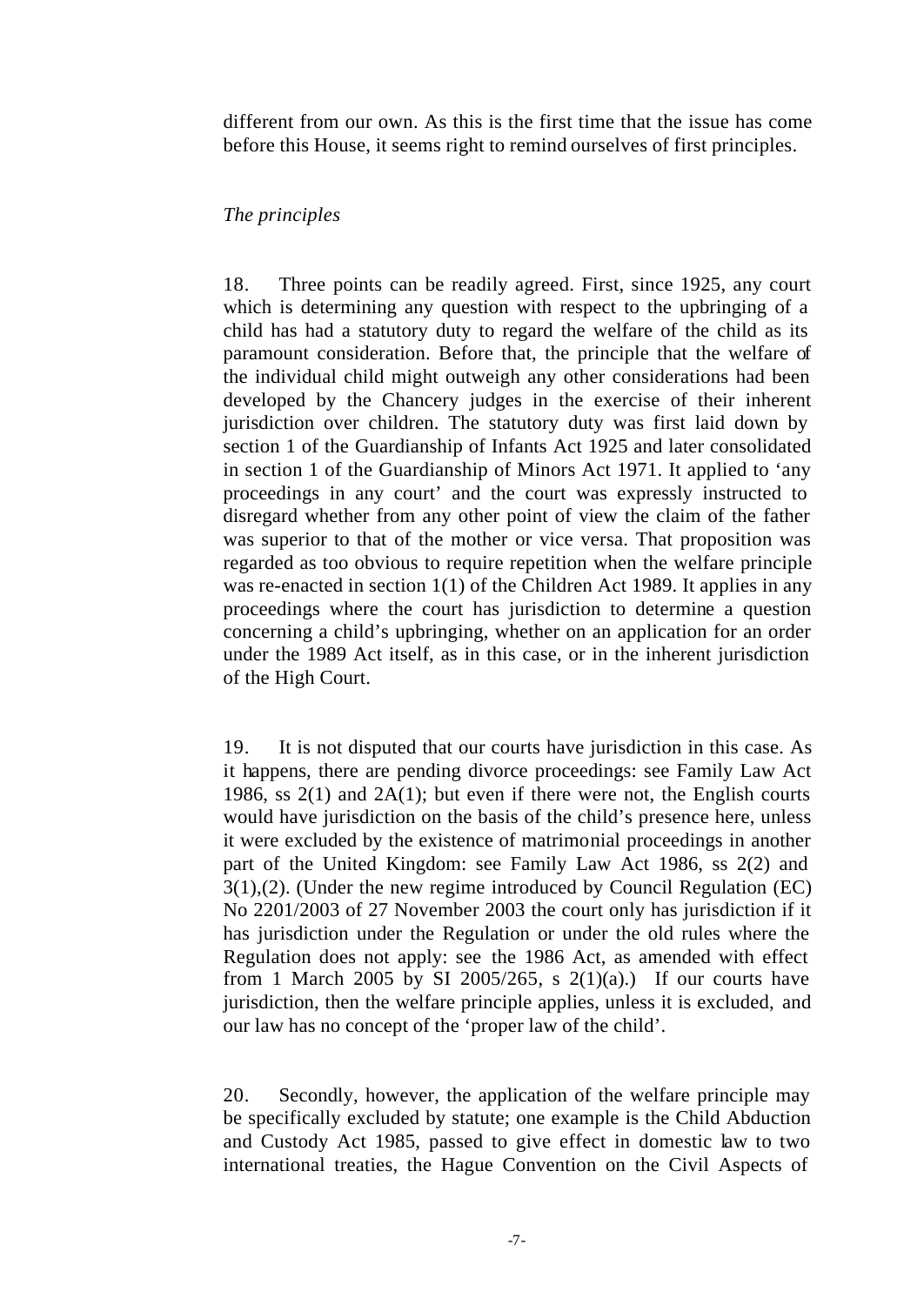different from our own. As this is the first time that the issue has come before this House, it seems right to remind ourselves of first principles.

*The principles*

18. Three points can be readily agreed. First, since 1925, any court which is determining any question with respect to the upbringing of a child has had a statutory duty to regard the welfare of the child as its paramount consideration. Before that, the principle that the welfare of the individual child might outweigh any other considerations had been developed by the Chancery judges in the exercise of their inherent jurisdiction over children. The statutory duty was first laid down by section 1 of the Guardianship of Infants Act 1925 and later consolidated in section 1 of the Guardianship of Minors Act 1971. It applied to 'any proceedings in any court' and the court was expressly instructed to disregard whether from any other point of view the claim of the father was superior to that of the mother or vice versa. That proposition was regarded as too obvious to require repetition when the welfare principle was re-enacted in section 1(1) of the Children Act 1989. It applies in any proceedings where the court has jurisdiction to determine a question concerning a child's upbringing, whether on an application for an order under the 1989 Act itself, as in this case, or in the inherent jurisdiction of the High Court.

19. It is not disputed that our courts have jurisdiction in this case. As it happens, there are pending divorce proceedings: see Family Law Act 1986, ss 2(1) and 2A(1); but even if there were not, the English courts would have jurisdiction on the basis of the child's presence here, unless it were excluded by the existence of matrimonial proceedings in another part of the United Kingdom: see Family Law Act 1986, ss 2(2) and 3(1),(2). (Under the new regime introduced by Council Regulation (EC) No 2201/2003 of 27 November 2003 the court only has jurisdiction if it has jurisdiction under the Regulation or under the old rules where the Regulation does not apply: see the 1986 Act, as amended with effect from 1 March 2005 by SI 2005/265, s 2(1)(a).) If our courts have jurisdiction, then the welfare principle applies, unless it is excluded, and our law has no concept of the 'proper law of the child'.

20. Secondly, however, the application of the welfare principle may be specifically excluded by statute; one example is the Child Abduction and Custody Act 1985, passed to give effect in domestic law to two international treaties, the Hague Convention on the Civil Aspects of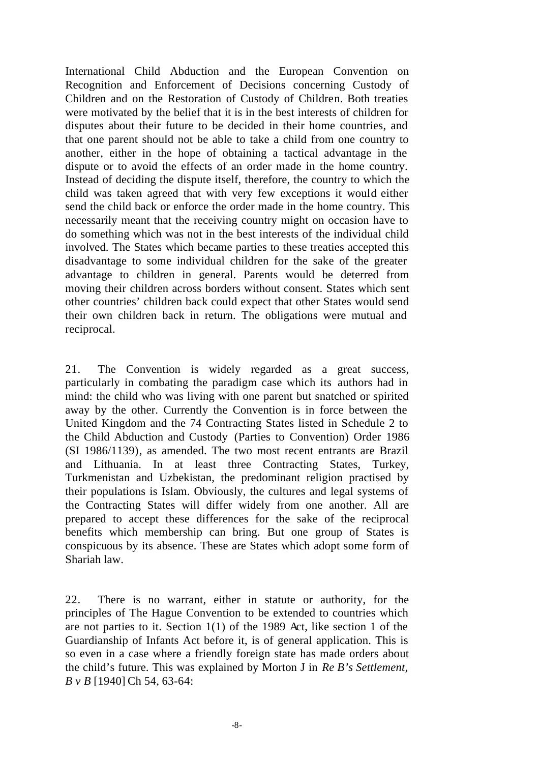International Child Abduction and the European Convention on Recognition and Enforcement of Decisions concerning Custody of Children and on the Restoration of Custody of Children. Both treaties were motivated by the belief that it is in the best interests of children for disputes about their future to be decided in their home countries, and that one parent should not be able to take a child from one country to another, either in the hope of obtaining a tactical advantage in the dispute or to avoid the effects of an order made in the home country. Instead of deciding the dispute itself, therefore, the country to which the child was taken agreed that with very few exceptions it would either send the child back or enforce the order made in the home country. This necessarily meant that the receiving country might on occasion have to do something which was not in the best interests of the individual child involved. The States which became parties to these treaties accepted this disadvantage to some individual children for the sake of the greater advantage to children in general. Parents would be deterred from moving their children across borders without consent. States which sent other countries' children back could expect that other States would send their own children back in return. The obligations were mutual and reciprocal.

21. The Convention is widely regarded as a great success, particularly in combating the paradigm case which its authors had in mind: the child who was living with one parent but snatched or spirited away by the other. Currently the Convention is in force between the United Kingdom and the 74 Contracting States listed in Schedule 2 to the Child Abduction and Custody (Parties to Convention) Order 1986 (SI 1986/1139), as amended. The two most recent entrants are Brazil and Lithuania. In at least three Contracting States, Turkey, Turkmenistan and Uzbekistan, the predominant religion practised by their populations is Islam. Obviously, the cultures and legal systems of the Contracting States will differ widely from one another. All are prepared to accept these differences for the sake of the reciprocal benefits which membership can bring. But one group of States is conspicuous by its absence. These are States which adopt some form of Shariah law.

22. There is no warrant, either in statute or authority, for the principles of The Hague Convention to be extended to countries which are not parties to it. Section 1(1) of the 1989 Act, like section 1 of the Guardianship of Infants Act before it, is of general application. This is so even in a case where a friendly foreign state has made orders about the child's future. This was explained by Morton J in *Re B's Settlement, B v B* [1940] Ch 54, 63-64: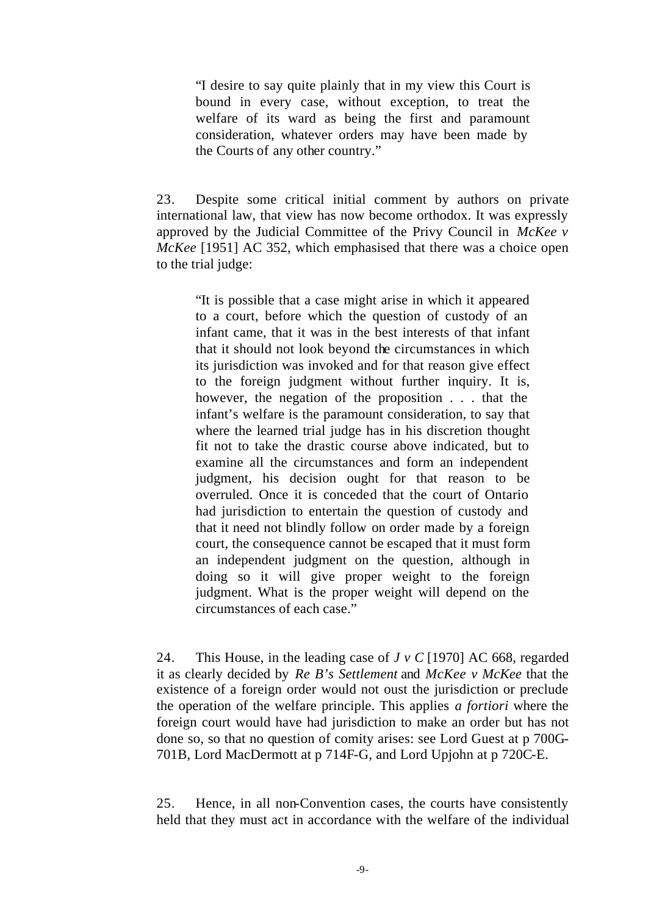> "I desire to say quite plainly that in my view this Court is bound in every case, without exception, to treat the welfare of its ward as being the first and paramount consideration, whatever orders may have been made by the Courts of any other country."

23. Despite some critical initial comment by authors on private international law, that view has now become orthodox. It was expressly approved by the Judicial Committee of the Privy Council in *McKee v McKee* [1951] AC 352, which emphasised that there was a choice open to the trial judge:

> "It is possible that a case might arise in which it appeared to a court, before which the question of custody of an infant came, that it was in the best interests of that infant that it should not look beyond the circumstances in which its jurisdiction was invoked and for that reason give effect to the foreign judgment without further inquiry. It is, however, the negation of the proposition . . . that the infant's welfare is the paramount consideration, to say that where the learned trial judge has in his discretion thought fit not to take the drastic course above indicated, but to examine all the circumstances and form an independent judgment, his decision ought for that reason to be overruled. Once it is conceded that the court of Ontario had jurisdiction to entertain the question of custody and that it need not blindly follow on order made by a foreign court, the consequence cannot be escaped that it must form an independent judgment on the question, although in doing so it will give proper weight to the foreign judgment. What is the proper weight will depend on the circumstances of each case."

24. This House, in the leading case of *J v C* [1970] AC 668, regarded it as clearly decided by *Re B's Settlement* and *McKee v McKee* that the existence of a foreign order would not oust the jurisdiction or preclude the operation of the welfare principle. This applies *a fortiori* where the foreign court would have had jurisdiction to make an order but has not done so, so that no question of comity arises: see Lord Guest at p 700G-701B, Lord MacDermott at p 714F-G, and Lord Upjohn at p 720C-E.

25. Hence, in all non-Convention cases, the courts have consistently held that they must act in accordance with the welfare of the individual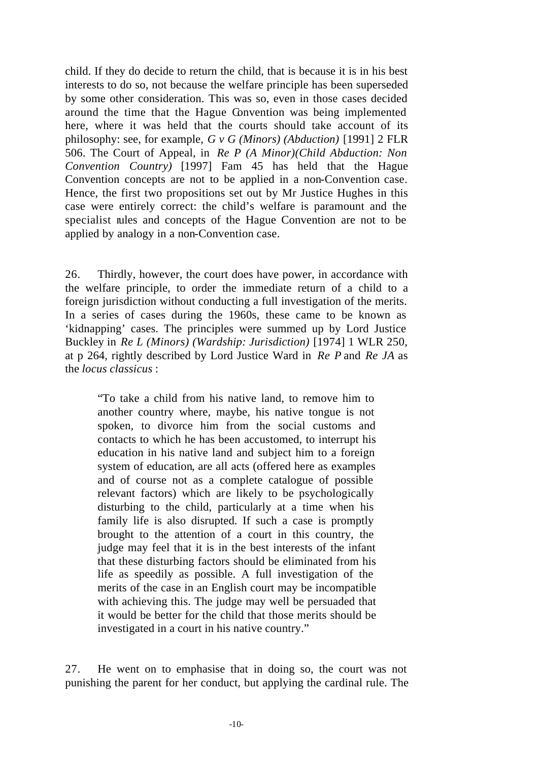child. If they do decide to return the child, that is because it is in his best interests to do so, not because the welfare principle has been superseded by some other consideration. This was so, even in those cases decided around the time that the Hague Convention was being implemented here, where it was held that the courts should take account of its philosophy: see, for example, *G v G (Minors) (Abduction)* [1991] 2 FLR 506. The Court of Appeal, in *Re P (A Minor)(Child Abduction: Non Convention Country)* [1997] Fam 45 has held that the Hague Convention concepts are not to be applied in a non-Convention case. Hence, the first two propositions set out by Mr Justice Hughes in this case were entirely correct: the child's welfare is paramount and the specialist rules and concepts of the Hague Convention are not to be applied by analogy in a non-Convention case.

26. Thirdly, however, the court does have power, in accordance with the welfare principle, to order the immediate return of a child to a foreign jurisdiction without conducting a full investigation of the merits. In a series of cases during the 1960s, these came to be known as 'kidnapping' cases. The principles were summed up by Lord Justice Buckley in *Re L (Minors) (Wardship: Jurisdiction)* [1974] 1 WLR 250, at p 264, rightly described by Lord Justice Ward in *Re P* and *Re JA* as the *locus classicus*:

> "To take a child from his native land, to remove him to another country where, maybe, his native tongue is not spoken, to divorce him from the social customs and contacts to which he has been accustomed, to interrupt his education in his native land and subject him to a foreign system of education, are all acts (offered here as examples and of course not as a complete catalogue of possible relevant factors) which are likely to be psychologically disturbing to the child, particularly at a time when his family life is also disrupted. If such a case is promptly brought to the attention of a court in this country, the judge may feel that it is in the best interests of the infant that these disturbing factors should be eliminated from his life as speedily as possible. A full investigation of the merits of the case in an English court may be incompatible with achieving this. The judge may well be persuaded that it would be better for the child that those merits should be investigated in a court in his native country."

27. He went on to emphasise that in doing so, the court was not punishing the parent for her conduct, but applying the cardinal rule. The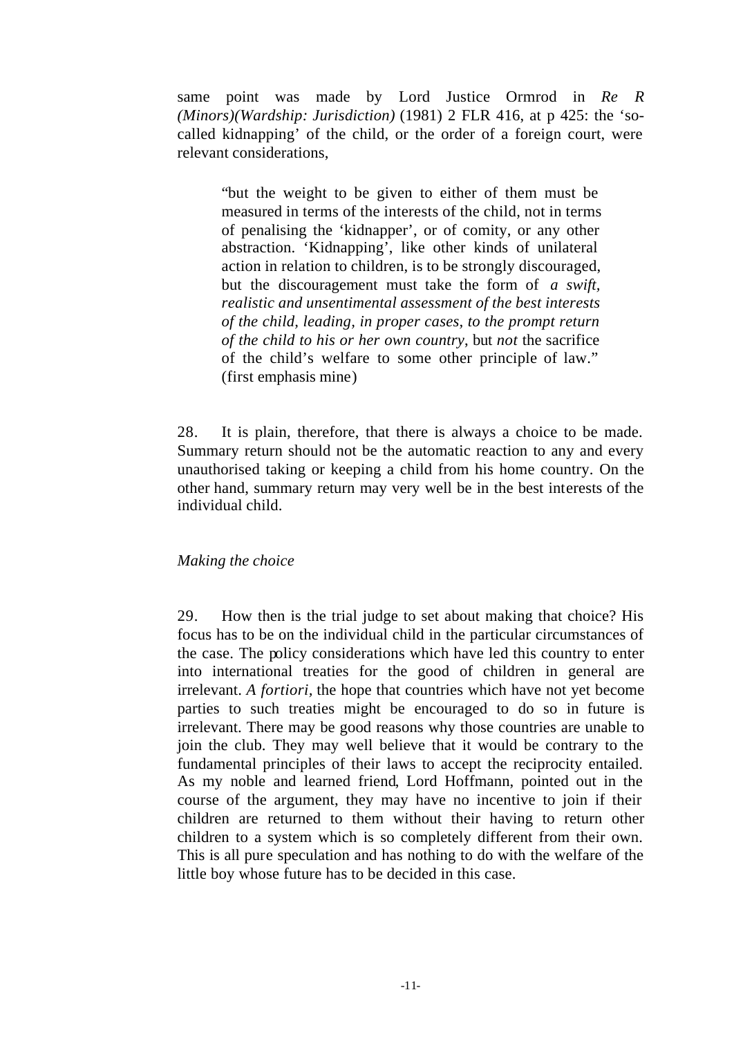same point was made by Lord Justice Ormrod in *Re R (Minors)(Wardship: Jurisdiction)* (1981) 2 FLR 416, at p 425: the 'so-called kidnapping' of the child, or the order of a foreign court, were relevant considerations,

> "but the weight to be given to either of them must be measured in terms of the interests of the child, not in terms of penalising the 'kidnapper', or of comity, or any other abstraction. 'Kidnapping', like other kinds of unilateral action in relation to children, is to be strongly discouraged, but the discouragement must take the form of *a swift, realistic and unsentimental assessment of the best interests of the child, leading, in proper cases, to the prompt return of the child to his or her own country*, but *not* the sacrifice of the child's welfare to some other principle of law." (first emphasis mine)

28. It is plain, therefore, that there is always a choice to be made. Summary return should not be the automatic reaction to any and every unauthorised taking or keeping a child from his home country. On the other hand, summary return may very well be in the best interests of the individual child.

*Making the choice*

29. How then is the trial judge to set about making that choice? His focus has to be on the individual child in the particular circumstances of the case. The policy considerations which have led this country to enter into international treaties for the good of children in general are irrelevant. *A fortiori*, the hope that countries which have not yet become parties to such treaties might be encouraged to do so in future is irrelevant. There may be good reasons why those countries are unable to join the club. They may well believe that it would be contrary to the fundamental principles of their laws to accept the reciprocity entailed. As my noble and learned friend, Lord Hoffmann, pointed out in the course of the argument, they may have no incentive to join if their children are returned to them without their having to return other children to a system which is so completely different from their own. This is all pure speculation and has nothing to do with the welfare of the little boy whose future has to be decided in this case.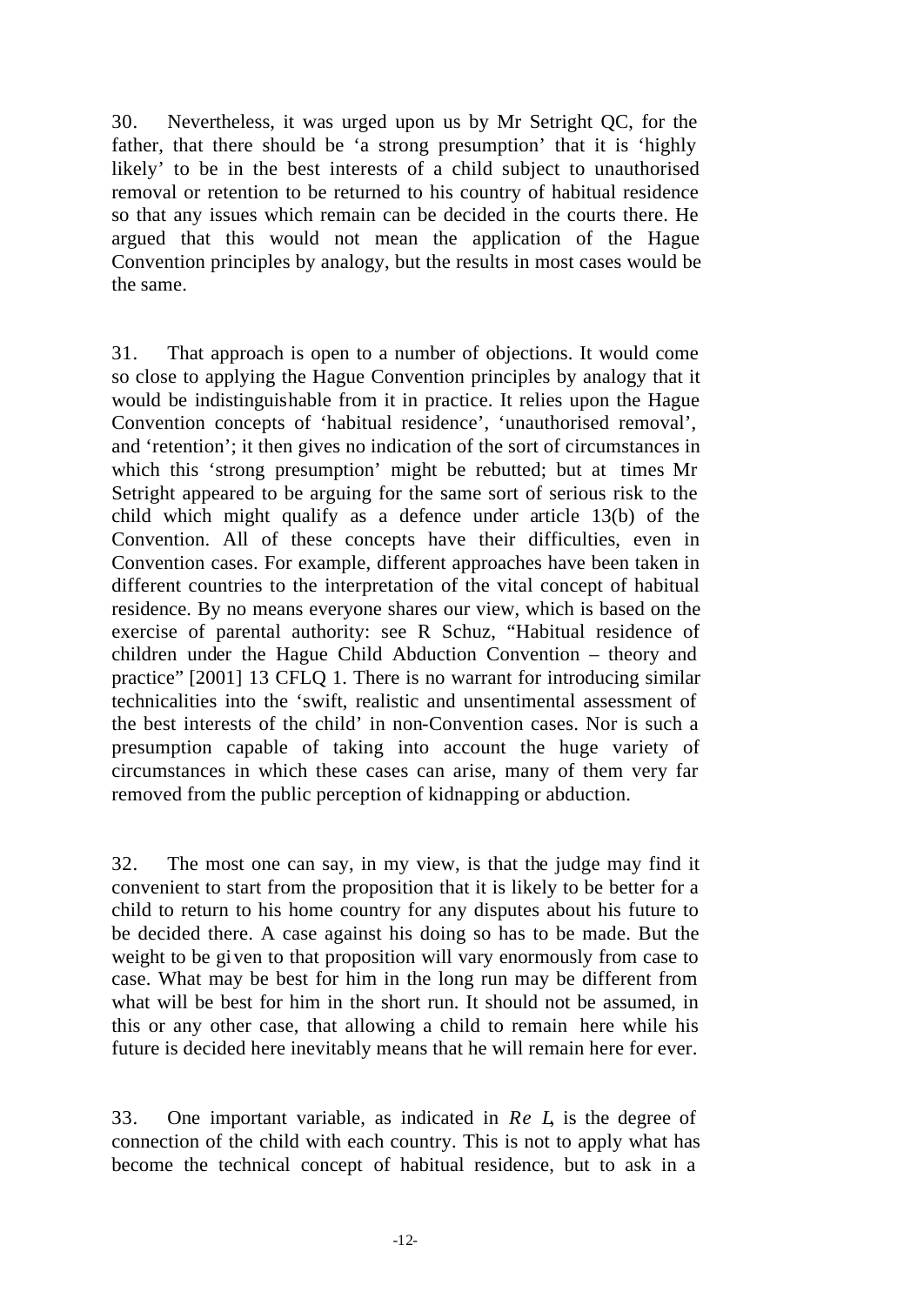30. Nevertheless, it was urged upon us by Mr Setright QC, for the father, that there should be 'a strong presumption' that it is 'highly likely' to be in the best interests of a child subject to unauthorised removal or retention to be returned to his country of habitual residence so that any issues which remain can be decided in the courts there. He argued that this would not mean the application of the Hague Convention principles by analogy, but the results in most cases would be the same.

31. That approach is open to a number of objections. It would come so close to applying the Hague Convention principles by analogy that it would be indistinguishable from it in practice. It relies upon the Hague Convention concepts of 'habitual residence', 'unauthorised removal', and 'retention'; it then gives no indication of the sort of circumstances in which this 'strong presumption' might be rebutted; but at times Mr Setright appeared to be arguing for the same sort of serious risk to the child which might qualify as a defence under article 13(b) of the Convention. All of these concepts have their difficulties, even in Convention cases. For example, different approaches have been taken in different countries to the interpretation of the vital concept of habitual residence. By no means everyone shares our view, which is based on the exercise of parental authority: see R Schuz, "Habitual residence of children under the Hague Child Abduction Convention – theory and practice" [2001] 13 CFLQ 1. There is no warrant for introducing similar technicalities into the 'swift, realistic and unsentimental assessment of the best interests of the child' in non-Convention cases. Nor is such a presumption capable of taking into account the huge variety of circumstances in which these cases can arise, many of them very far removed from the public perception of kidnapping or abduction.

32. The most one can say, in my view, is that the judge may find it convenient to start from the proposition that it is likely to be better for a child to return to his home country for any disputes about his future to be decided there. A case against his doing so has to be made. But the weight to be given to that proposition will vary enormously from case to case. What may be best for him in the long run may be different from what will be best for him in the short run. It should not be assumed, in this or any other case, that allowing a child to remain here while his future is decided here inevitably means that he will remain here for ever.

33. One important variable, as indicated in *Re L*, is the degree of connection of the child with each country. This is not to apply what has become the technical concept of habitual residence, but to ask in a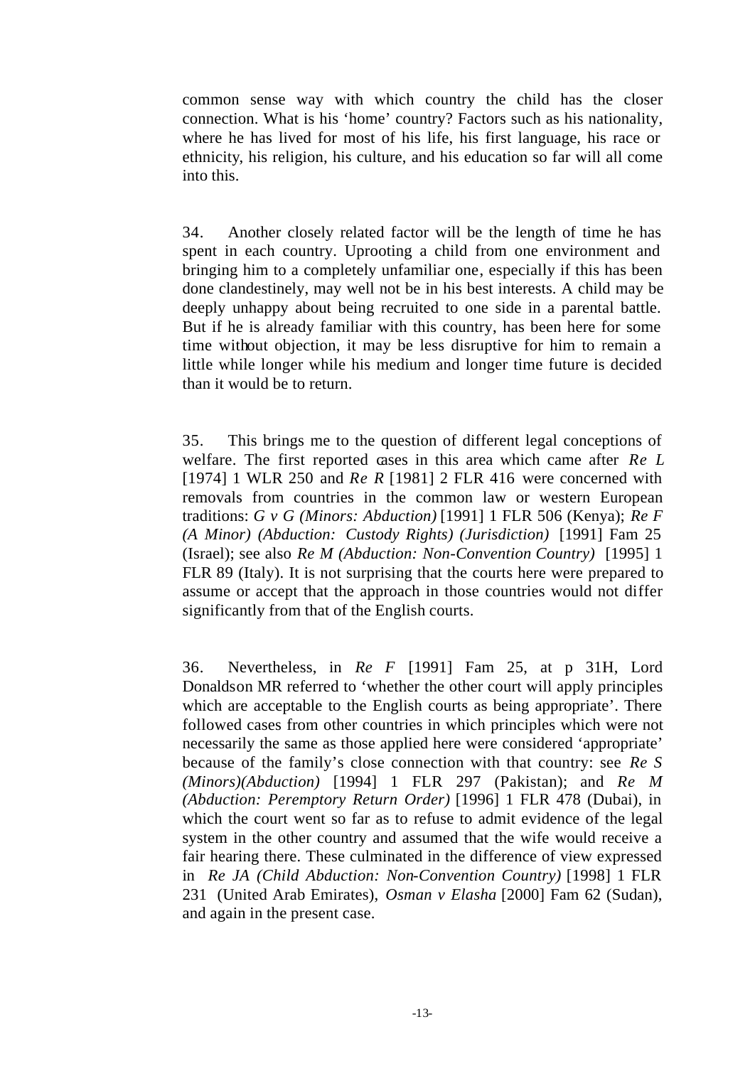common sense way with which country the child has the closer connection. What is his 'home' country? Factors such as his nationality, where he has lived for most of his life, his first language, his race or ethnicity, his religion, his culture, and his education so far will all come into this.

34. Another closely related factor will be the length of time he has spent in each country. Uprooting a child from one environment and bringing him to a completely unfamiliar one, especially if this has been done clandestinely, may well not be in his best interests. A child may be deeply unhappy about being recruited to one side in a parental battle. But if he is already familiar with this country, has been here for some time without objection, it may be less disruptive for him to remain a little while longer while his medium and longer time future is decided than it would be to return.

35. This brings me to the question of different legal conceptions of welfare. The first reported cases in this area which came after *Re L* [1974] 1 WLR 250 and *Re R* [1981] 2 FLR 416 were concerned with removals from countries in the common law or western European traditions: *G v G (Minors: Abduction)* [1991] 1 FLR 506 (Kenya); *Re F (A Minor) (Abduction: Custody Rights) (Jurisdiction)* [1991] Fam 25 (Israel); see also *Re M (Abduction: Non-Convention Country)* [1995] 1 FLR 89 (Italy). It is not surprising that the courts here were prepared to assume or accept that the approach in those countries would not differ significantly from that of the English courts.

36. Nevertheless, in *Re F* [1991] Fam 25, at p 31H, Lord Donaldson MR referred to 'whether the other court will apply principles which are acceptable to the English courts as being appropriate'. There followed cases from other countries in which principles which were not necessarily the same as those applied here were considered 'appropriate' because of the family's close connection with that country: see *Re S (Minors)(Abduction)* [1994] 1 FLR 297 (Pakistan); and *Re M (Abduction: Peremptory Return Order)* [1996] 1 FLR 478 (Dubai), in which the court went so far as to refuse to admit evidence of the legal system in the other country and assumed that the wife would receive a fair hearing there. These culminated in the difference of view expressed in *Re JA (Child Abduction: Non-Convention Country)* [1998] 1 FLR 231 (United Arab Emirates), *Osman v Elasha* [2000] Fam 62 (Sudan), and again in the present case.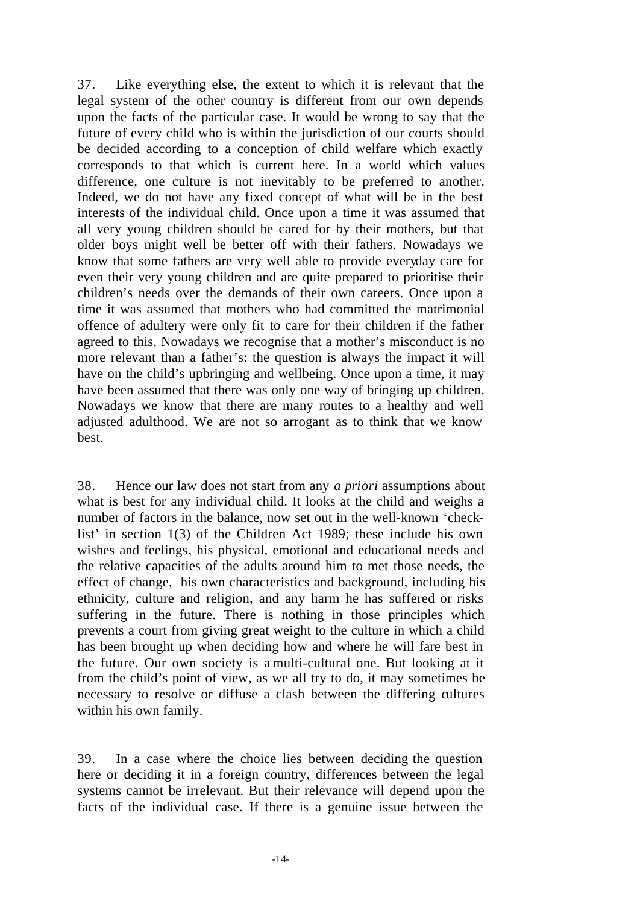37. Like everything else, the extent to which it is relevant that the legal system of the other country is different from our own depends upon the facts of the particular case. It would be wrong to say that the future of every child who is within the jurisdiction of our courts should be decided according to a conception of child welfare which exactly corresponds to that which is current here. In a world which values difference, one culture is not inevitably to be preferred to another. Indeed, we do not have any fixed concept of what will be in the best interests of the individual child. Once upon a time it was assumed that all very young children should be cared for by their mothers, but that older boys might well be better off with their fathers. Nowadays we know that some fathers are very well able to provide everyday care for even their very young children and are quite prepared to prioritise their children's needs over the demands of their own careers. Once upon a time it was assumed that mothers who had committed the matrimonial offence of adultery were only fit to care for their children if the father agreed to this. Nowadays we recognise that a mother's misconduct is no more relevant than a father's: the question is always the impact it will have on the child's upbringing and wellbeing. Once upon a time, it may have been assumed that there was only one way of bringing up children. Nowadays we know that there are many routes to a healthy and well adjusted adulthood. We are not so arrogant as to think that we know best.

38. Hence our law does not start from any *a priori* assumptions about what is best for any individual child. It looks at the child and weighs a number of factors in the balance, now set out in the well-known 'check-list' in section 1(3) of the Children Act 1989; these include his own wishes and feelings, his physical, emotional and educational needs and the relative capacities of the adults around him to met those needs, the effect of change, his own characteristics and background, including his ethnicity, culture and religion, and any harm he has suffered or risks suffering in the future. There is nothing in those principles which prevents a court from giving great weight to the culture in which a child has been brought up when deciding how and where he will fare best in the future. Our own society is a multi-cultural one. But looking at it from the child's point of view, as we all try to do, it may sometimes be necessary to resolve or diffuse a clash between the differing cultures within his own family.

39. In a case where the choice lies between deciding the question here or deciding it in a foreign country, differences between the legal systems cannot be irrelevant. But their relevance will depend upon the facts of the individual case. If there is a genuine issue between the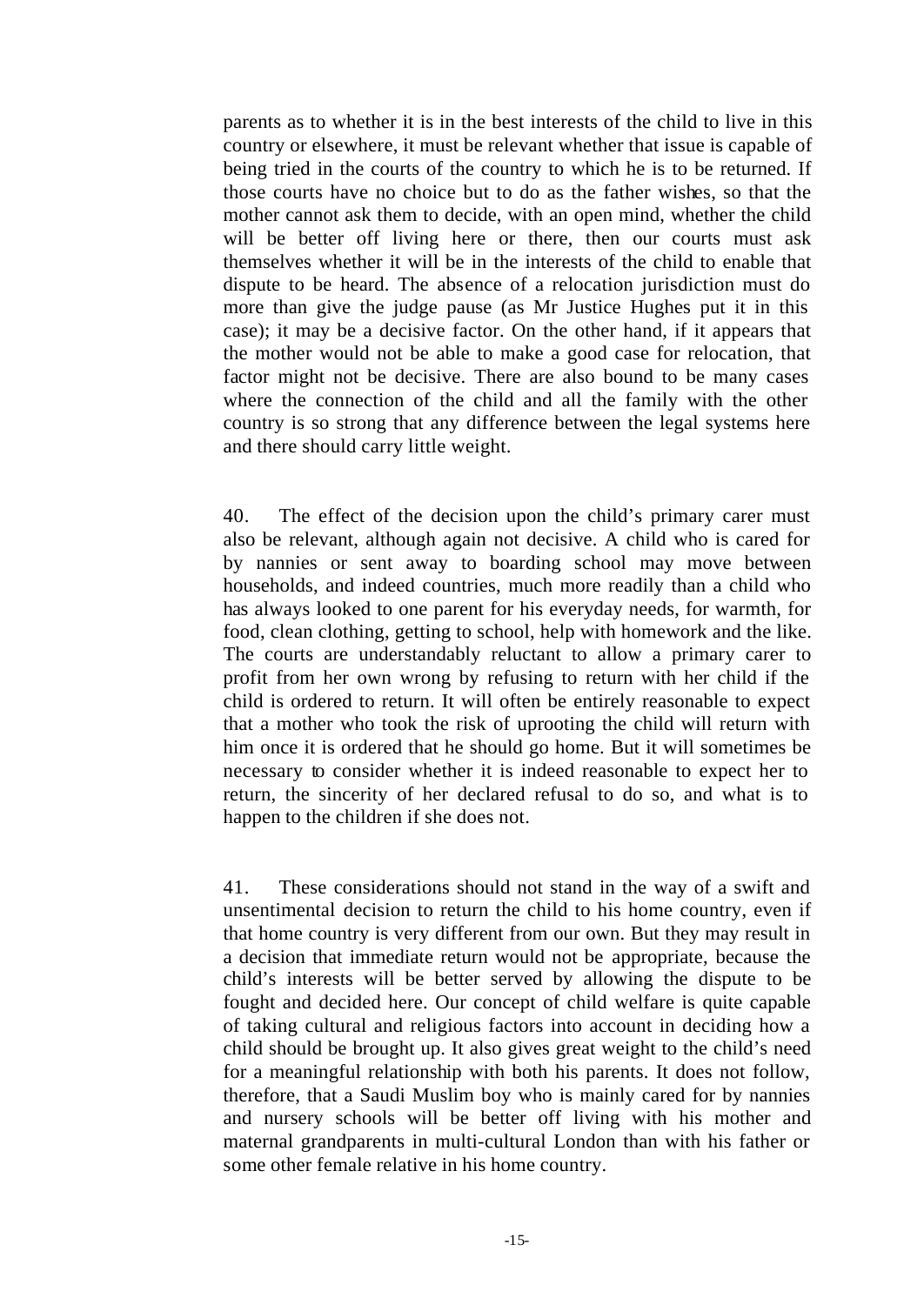parents as to whether it is in the best interests of the child to live in this country or elsewhere, it must be relevant whether that issue is capable of being tried in the courts of the country to which he is to be returned. If those courts have no choice but to do as the father wishes, so that the mother cannot ask them to decide, with an open mind, whether the child will be better off living here or there, then our courts must ask themselves whether it will be in the interests of the child to enable that dispute to be heard. The absence of a relocation jurisdiction must do more than give the judge pause (as Mr Justice Hughes put it in this case); it may be a decisive factor. On the other hand, if it appears that the mother would not be able to make a good case for relocation, that factor might not be decisive. There are also bound to be many cases where the connection of the child and all the family with the other country is so strong that any difference between the legal systems here and there should carry little weight.

40. The effect of the decision upon the child's primary carer must also be relevant, although again not decisive. A child who is cared for by nannies or sent away to boarding school may move between households, and indeed countries, much more readily than a child who has always looked to one parent for his everyday needs, for warmth, for food, clean clothing, getting to school, help with homework and the like. The courts are understandably reluctant to allow a primary carer to profit from her own wrong by refusing to return with her child if the child is ordered to return. It will often be entirely reasonable to expect that a mother who took the risk of uprooting the child will return with him once it is ordered that he should go home. But it will sometimes be necessary to consider whether it is indeed reasonable to expect her to return, the sincerity of her declared refusal to do so, and what is to happen to the children if she does not.

41. These considerations should not stand in the way of a swift and unsentimental decision to return the child to his home country, even if that home country is very different from our own. But they may result in a decision that immediate return would not be appropriate, because the child's interests will be better served by allowing the dispute to be fought and decided here. Our concept of child welfare is quite capable of taking cultural and religious factors into account in deciding how a child should be brought up. It also gives great weight to the child's need for a meaningful relationship with both his parents. It does not follow, therefore, that a Saudi Muslim boy who is mainly cared for by nannies and nursery schools will be better off living with his mother and maternal grandparents in multi-cultural London than with his father or some other female relative in his home country.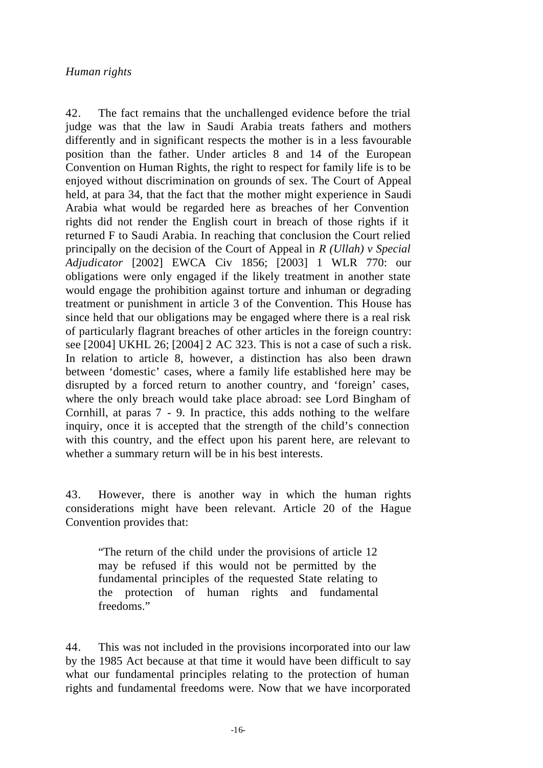*Human rights*

42. The fact remains that the unchallenged evidence before the trial judge was that the law in Saudi Arabia treats fathers and mothers differently and in significant respects the mother is in a less favourable position than the father. Under articles 8 and 14 of the European Convention on Human Rights, the right to respect for family life is to be enjoyed without discrimination on grounds of sex. The Court of Appeal held, at para 34, that the fact that the mother might experience in Saudi Arabia what would be regarded here as breaches of her Convention rights did not render the English court in breach of those rights if it returned F to Saudi Arabia. In reaching that conclusion the Court relied principally on the decision of the Court of Appeal in *R (Ullah) v Special Adjudicator* [2002] EWCA Civ 1856; [2003] 1 WLR 770: our obligations were only engaged if the likely treatment in another state would engage the prohibition against torture and inhuman or degrading treatment or punishment in article 3 of the Convention. This House has since held that our obligations may be engaged where there is a real risk of particularly flagrant breaches of other articles in the foreign country: see [2004] UKHL 26; [2004] 2 AC 323. This is not a case of such a risk. In relation to article 8, however, a distinction has also been drawn between 'domestic' cases, where a family life established here may be disrupted by a forced return to another country, and 'foreign' cases, where the only breach would take place abroad: see Lord Bingham of Cornhill, at paras 7 - 9. In practice, this adds nothing to the welfare inquiry, once it is accepted that the strength of the child's connection with this country, and the effect upon his parent here, are relevant to whether a summary return will be in his best interests.

43. However, there is another way in which the human rights considerations might have been relevant. Article 20 of the Hague Convention provides that:

> "The return of the child under the provisions of article 12 may be refused if this would not be permitted by the fundamental principles of the requested State relating to the protection of human rights and fundamental freedoms."

44. This was not included in the provisions incorporated into our law by the 1985 Act because at that time it would have been difficult to say what our fundamental principles relating to the protection of human rights and fundamental freedoms were. Now that we have incorporated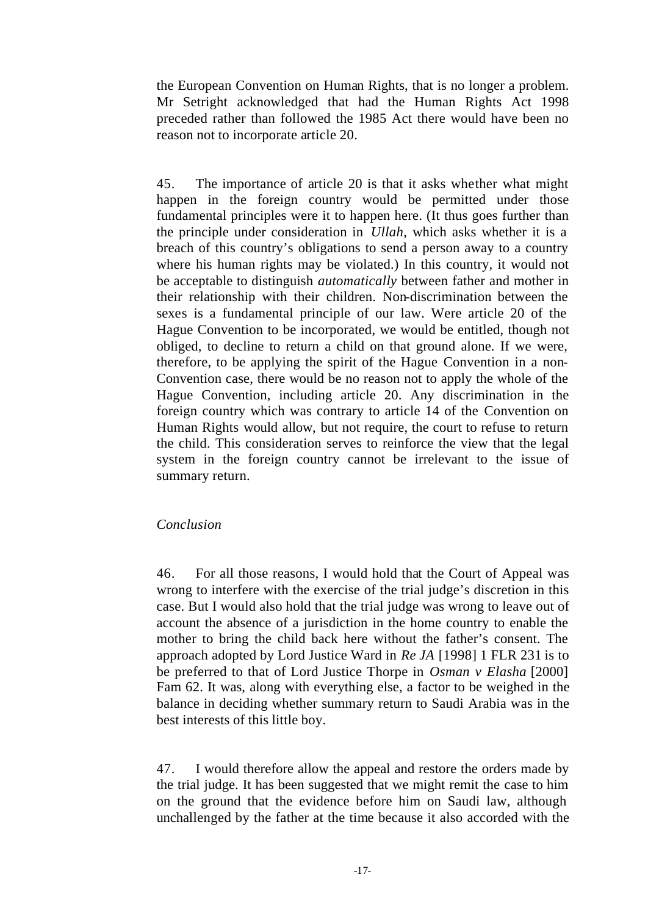the European Convention on Human Rights, that is no longer a problem. Mr Setright acknowledged that had the Human Rights Act 1998 preceded rather than followed the 1985 Act there would have been no reason not to incorporate article 20.

45. The importance of article 20 is that it asks whether what might happen in the foreign country would be permitted under those fundamental principles were it to happen here. (It thus goes further than the principle under consideration in *Ullah*, which asks whether it is a breach of this country's obligations to send a person away to a country where his human rights may be violated.) In this country, it would not be acceptable to distinguish *automatically* between father and mother in their relationship with their children. Non-discrimination between the sexes is a fundamental principle of our law. Were article 20 of the Hague Convention to be incorporated, we would be entitled, though not obliged, to decline to return a child on that ground alone. If we were, therefore, to be applying the spirit of the Hague Convention in a non-Convention case, there would be no reason not to apply the whole of the Hague Convention, including article 20. Any discrimination in the foreign country which was contrary to article 14 of the Convention on Human Rights would allow, but not require, the court to refuse to return the child. This consideration serves to reinforce the view that the legal system in the foreign country cannot be irrelevant to the issue of summary return.

*Conclusion*

46. For all those reasons, I would hold that the Court of Appeal was wrong to interfere with the exercise of the trial judge's discretion in this case. But I would also hold that the trial judge was wrong to leave out of account the absence of a jurisdiction in the home country to enable the mother to bring the child back here without the father's consent. The approach adopted by Lord Justice Ward in *Re JA* [1998] 1 FLR 231 is to be preferred to that of Lord Justice Thorpe in *Osman v Elasha* [2000] Fam 62. It was, along with everything else, a factor to be weighed in the balance in deciding whether summary return to Saudi Arabia was in the best interests of this little boy.

47. I would therefore allow the appeal and restore the orders made by the trial judge. It has been suggested that we might remit the case to him on the ground that the evidence before him on Saudi law, although unchallenged by the father at the time because it also accorded with the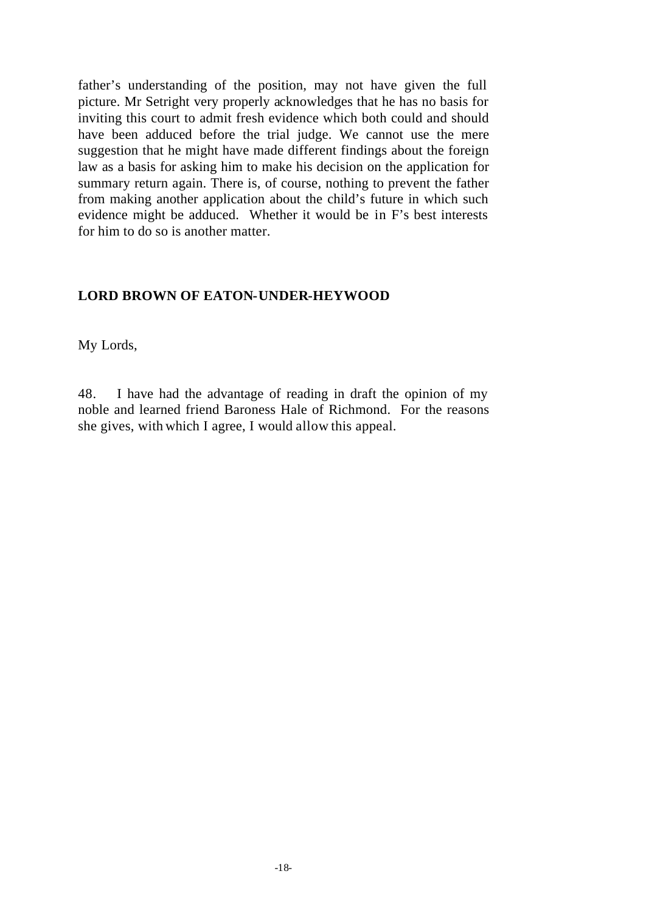father's understanding of the position, may not have given the full picture. Mr Setright very properly acknowledges that he has no basis for inviting this court to admit fresh evidence which both could and should have been adduced before the trial judge. We cannot use the mere suggestion that he might have made different findings about the foreign law as a basis for asking him to make his decision on the application for summary return again. There is, of course, nothing to prevent the father from making another application about the child's future in which such evidence might be adduced. Whether it would be in F's best interests for him to do so is another matter.

**LORD BROWN OF EATON-UNDER-HEYWOOD**

My Lords,

48. I have had the advantage of reading in draft the opinion of my noble and learned friend Baroness Hale of Richmond. For the reasons she gives, with which I agree, I would allow this appeal.